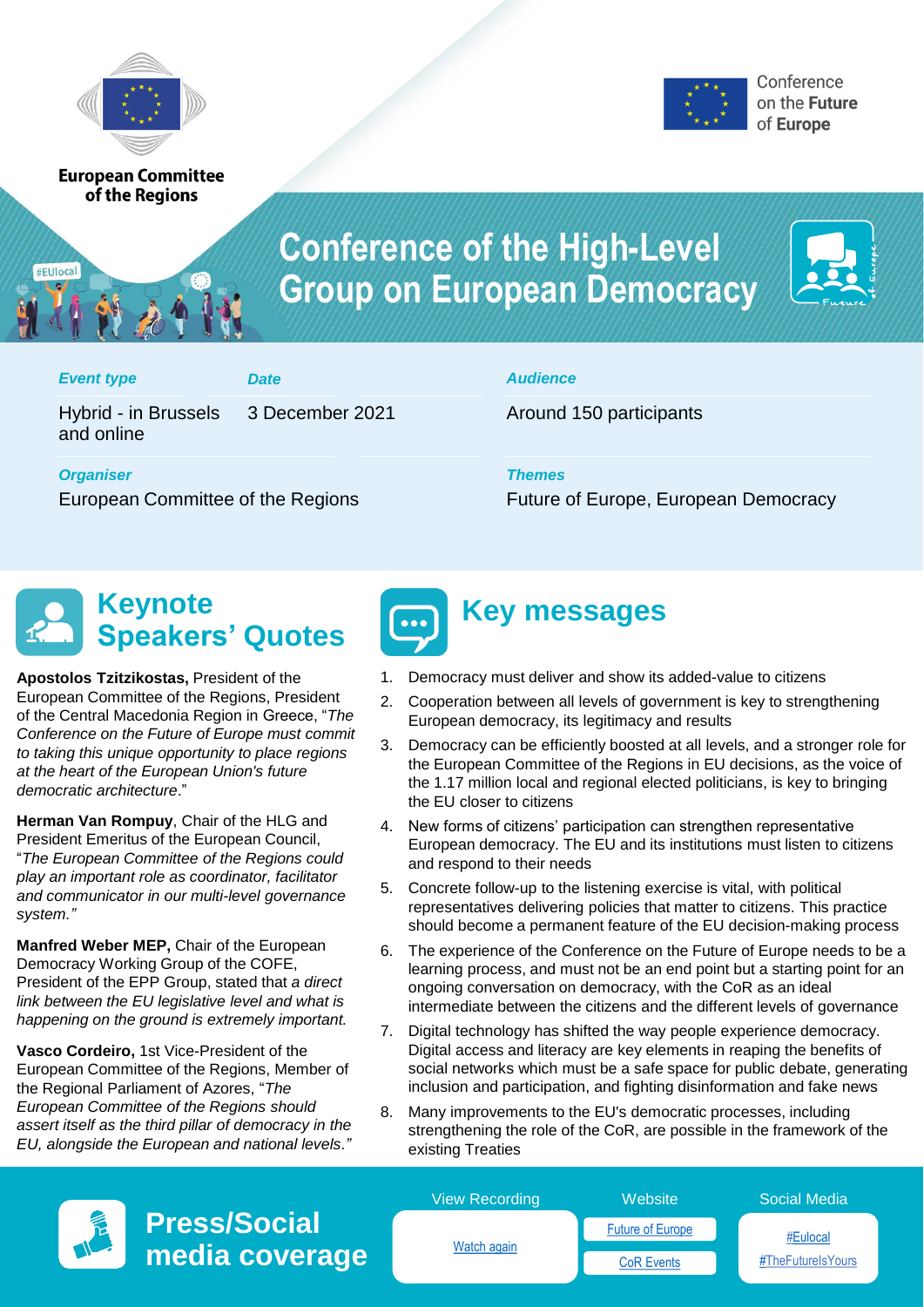European Committee of the Regions

Conference on the Future of Europe

# Conference of the High-Level Group on European Democracy

| *Event type* | *Date* | *Audience* |
|---|---|---|
| Hybrid - in Brussels and online | 3 December 2021 | Around 150 participants |

| *Organiser* | *Themes* |
|---|---|
| European Committee of the Regions | Future of Europe, European Democracy |

## Keynote Speakers' Quotes

**Apostolos Tzitzikostas,** President of the European Committee of the Regions, President of the Central Macedonia Region in Greece, "*The Conference on the Future of Europe must commit to taking this unique opportunity to place regions at the heart of the European Union's future democratic architecture*."

**Herman Van Rompuy**, Chair of the HLG and President Emeritus of the European Council, "*The European Committee of the Regions could play an important role as coordinator, facilitator and communicator in our multi-level governance system."*

**Manfred Weber MEP,** Chair of the European Democracy Working Group of the COFE, President of the EPP Group, stated that *a direct link between the EU legislative level and what is happening on the ground is extremely important.*

**Vasco Cordeiro,** 1st Vice-President of the European Committee of the Regions, Member of the Regional Parliament of Azores, "*The European Committee of the Regions should assert itself as the third pillar of democracy in the EU, alongside the European and national levels*.*"*

## Key messages

1. Democracy must deliver and show its added-value to citizens
2. Cooperation between all levels of government is key to strengthening European democracy, its legitimacy and results
3. Democracy can be efficiently boosted at all levels, and a stronger role for the European Committee of the Regions in EU decisions, as the voice of the 1.17 million local and regional elected politicians, is key to bringing the EU closer to citizens
4. New forms of citizens' participation can strengthen representative European democracy. The EU and its institutions must listen to citizens and respond to their needs
5. Concrete follow-up to the listening exercise is vital, with political representatives delivering policies that matter to citizens. This practice should become a permanent feature of the EU decision-making process
6. The experience of the Conference on the Future of Europe needs to be a learning process, and must not be an end point but a starting point for an ongoing conversation on democracy, with the CoR as an ideal intermediate between the citizens and the different levels of governance
7. Digital technology has shifted the way people experience democracy. Digital access and literacy are key elements in reaping the benefits of social networks which must be a safe space for public debate, generating inclusion and participation, and fighting disinformation and fake news
8. Many improvements to the EU's democratic processes, including strengthening the role of the CoR, are possible in the framework of the existing Treaties

## Press/Social media coverage

| View Recording | Website | Social Media |
|---|---|---|
| Watch again | Future of Europe | #Eulocal |
| | CoR Events | #TheFutureIsYours |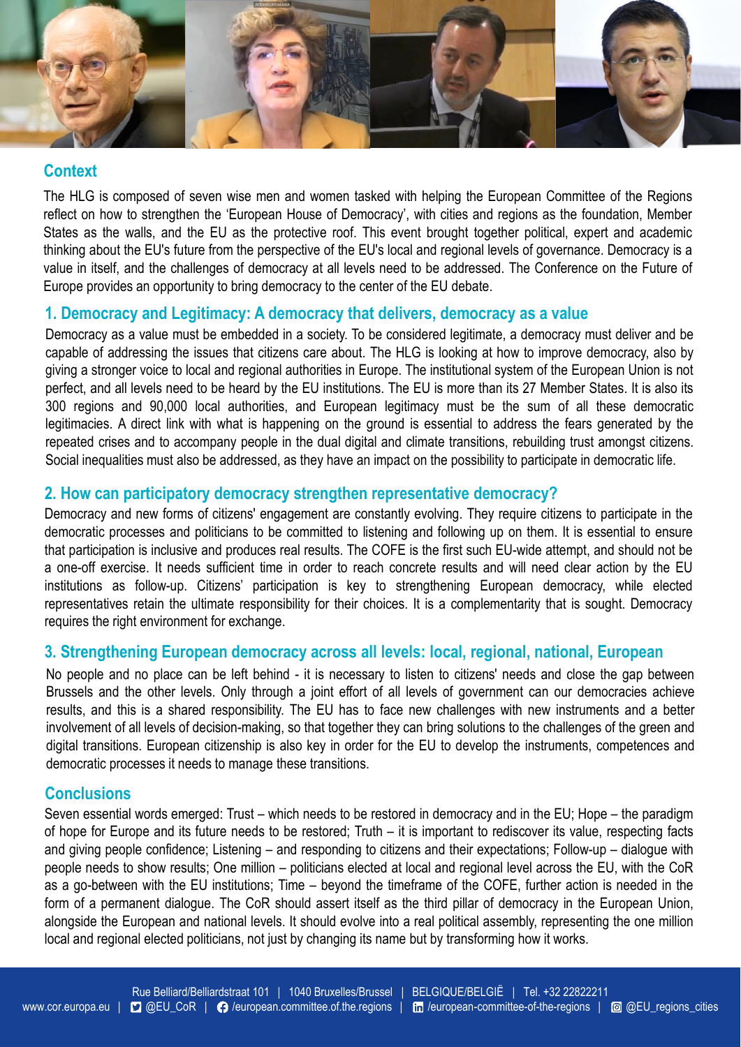## Context

The HLG is composed of seven wise men and women tasked with helping the European Committee of the Regions reflect on how to strengthen the 'European House of Democracy', with cities and regions as the foundation, Member States as the walls, and the EU as the protective roof. This event brought together political, expert and academic thinking about the EU's future from the perspective of the EU's local and regional levels of governance. Democracy is a value in itself, and the challenges of democracy at all levels need to be addressed. The Conference on the Future of Europe provides an opportunity to bring democracy to the center of the EU debate.

## 1. Democracy and Legitimacy: A democracy that delivers, democracy as a value

Democracy as a value must be embedded in a society. To be considered legitimate, a democracy must deliver and be capable of addressing the issues that citizens care about. The HLG is looking at how to improve democracy, also by giving a stronger voice to local and regional authorities in Europe. The institutional system of the European Union is not perfect, and all levels need to be heard by the EU institutions. The EU is more than its 27 Member States. It is also its 300 regions and 90,000 local authorities, and European legitimacy must be the sum of all these democratic legitimacies. A direct link with what is happening on the ground is essential to address the fears generated by the repeated crises and to accompany people in the dual digital and climate transitions, rebuilding trust amongst citizens. Social inequalities must also be addressed, as they have an impact on the possibility to participate in democratic life.

## 2. How can participatory democracy strengthen representative democracy?

Democracy and new forms of citizens' engagement are constantly evolving. They require citizens to participate in the democratic processes and politicians to be committed to listening and following up on them. It is essential to ensure that participation is inclusive and produces real results. The COFE is the first such EU-wide attempt, and should not be a one-off exercise. It needs sufficient time in order to reach concrete results and will need clear action by the EU institutions as follow-up. Citizens' participation is key to strengthening European democracy, while elected representatives retain the ultimate responsibility for their choices. It is a complementarity that is sought. Democracy requires the right environment for exchange.

## 3. Strengthening European democracy across all levels: local, regional, national, European

No people and no place can be left behind - it is necessary to listen to citizens' needs and close the gap between Brussels and the other levels. Only through a joint effort of all levels of government can our democracies achieve results, and this is a shared responsibility. The EU has to face new challenges with new instruments and a better involvement of all levels of decision-making, so that together they can bring solutions to the challenges of the green and digital transitions. European citizenship is also key in order for the EU to develop the instruments, competences and democratic processes it needs to manage these transitions.

## Conclusions

Seven essential words emerged: Trust – which needs to be restored in democracy and in the EU; Hope – the paradigm of hope for Europe and its future needs to be restored; Truth – it is important to rediscover its value, respecting facts and giving people confidence; Listening – and responding to citizens and their expectations; Follow-up – dialogue with people needs to show results; One million – politicians elected at local and regional level across the EU, with the CoR as a go-between with the EU institutions; Time – beyond the timeframe of the COFE, further action is needed in the form of a permanent dialogue. The CoR should assert itself as the third pillar of democracy in the European Union, alongside the European and national levels. It should evolve into a real political assembly, representing the one million local and regional elected politicians, not just by changing its name but by transforming how it works.

Rue Belliard/Belliardstraat 101 | 1040 Bruxelles/Brussel | BELGIQUE/BELGIË | Tel. +32 22822211
www.cor.europa.eu | @EU_CoR | /european.committee.of.the.regions | /european-committee-of-the-regions | @EU_regions_cities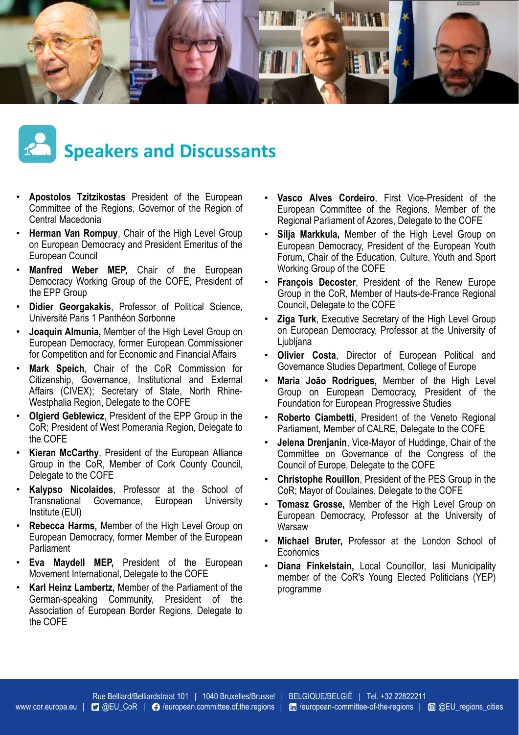# Speakers and Discussants

- **Apostolos Tzitzikostas** President of the European Committee of the Regions, Governor of the Region of Central Macedonia
- **Herman Van Rompuy**, Chair of the High Level Group on European Democracy and President Emeritus of the European Council
- **Manfred Weber MEP,** Chair of the European Democracy Working Group of the COFE, President of the EPP Group
- **Didier Georgakakis**, Professor of Political Science, Université Paris 1 Panthéon Sorbonne
- **Joaquin Almunia,** Member of the High Level Group on European Democracy, former European Commissioner for Competition and for Economic and Financial Affairs
- **Mark Speich**, Chair of the CoR Commission for Citizenship, Governance, Institutional and External Affairs (CIVEX); Secretary of State, North Rhine-Westphalia Region, Delegate to the COFE
- **Olgierd Geblewicz**, President of the EPP Group in the CoR; President of West Pomerania Region, Delegate to the COFE
- **Kieran McCarthy**, President of the European Alliance Group in the CoR, Member of Cork County Council, Delegate to the COFE
- **Kalypso Nicolaides**, Professor at the School of Transnational Governance, European University Institute (EUI)
- **Rebecca Harms,** Member of the High Level Group on European Democracy, former Member of the European Parliament
- **Eva Maydell MEP,** President of the European Movement International, Delegate to the COFE
- **Karl Heinz Lambertz,** Member of the Parliament of the German-speaking Community, President of the Association of European Border Regions, Delegate to the COFE
- **Vasco Alves Cordeiro**, First Vice-President of the European Committee of the Regions, Member of the Regional Parliament of Azores, Delegate to the COFE
- **Silja Markkula,** Member of the High Level Group on European Democracy, President of the European Youth Forum, Chair of the Education, Culture, Youth and Sport Working Group of the COFE
- **François Decoster**, President of the Renew Europe Group in the CoR, Member of Hauts-de-France Regional Council, Delegate to the COFE
- **Ziga Turk**, Executive Secretary of the High Level Group on European Democracy, Professor at the University of Ljubljana
- **Olivier Costa**, Director of European Political and Governance Studies Department, College of Europe
- **Maria João Rodrigues,** Member of the High Level Group on European Democracy, President of the Foundation for European Progressive Studies
- **Roberto Ciambetti**, President of the Veneto Regional Parliament, Member of CALRE, Delegate to the COFE
- **Jelena Drenjanin**, Vice-Mayor of Huddinge, Chair of the Committee on Governance of the Congress of the Council of Europe, Delegate to the COFE
- **Christophe Rouillon**, President of the PES Group in the CoR; Mayor of Coulaines, Delegate to the COFE
- **Tomasz Grosse,** Member of the High Level Group on European Democracy, Professor at the University of Warsaw
- **Michael Bruter,** Professor at the London School of Economics
- **Diana Finkelstain,** Local Councillor, Iasi Municipality member of the CoR's Young Elected Politicians (YEP) programme